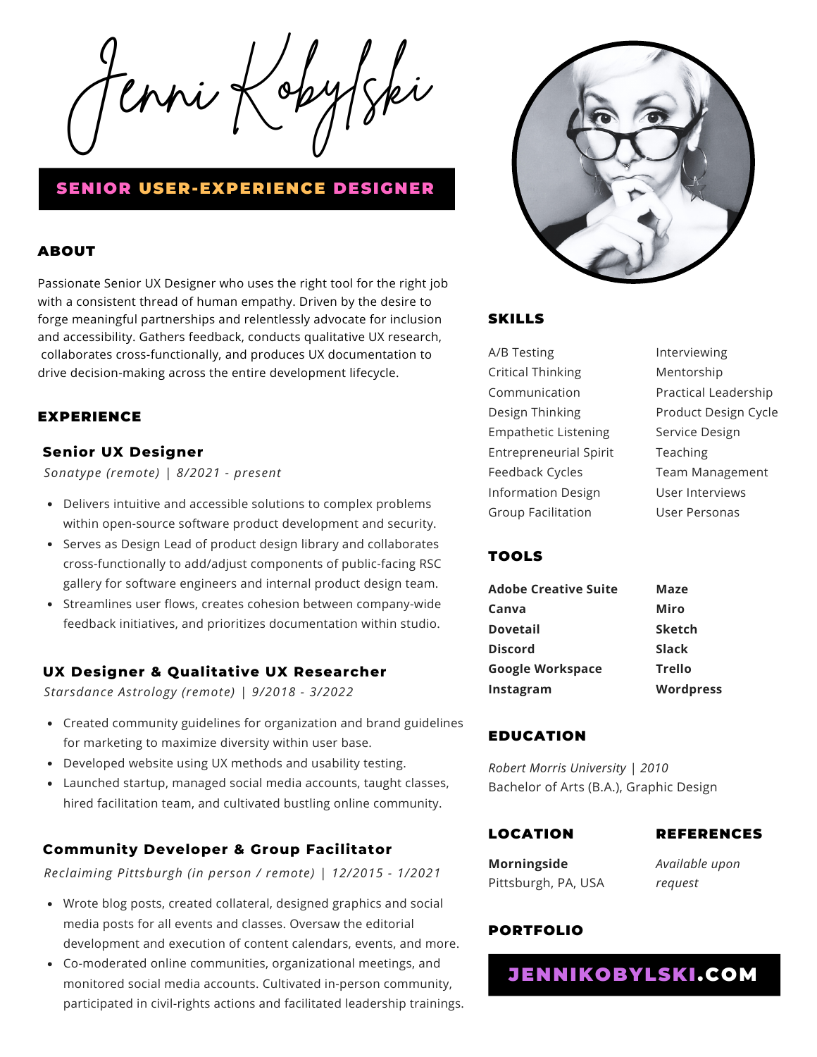# Jenni Kobylski

**SENIOR USER-EXPERIENCE DESIGNER**

## ABOUT

Passionate Senior UX Designer who uses the right tool for the right job with a consistent thread of human empathy. Driven by the desire to forge meaningful partnerships and relentlessly advocate for inclusion and accessibility. Gathers feedback, conducts qualitative UX research, collaborates cross-functionally, and produces UX documentation to drive decision-making across the entire development lifecycle.

## EXPERIENCE

### Senior UX Designer

*Sonatype (remote) | 8/2021 - present*

- Delivers intuitive and accessible solutions to complex problems within open-source software product development and security.
- Serves as Design Lead of product design library and collaborates cross-functionally to add/adjust components of public-facing RSC gallery for software engineers and internal product design team.
- Streamlines user flows, creates cohesion between company-wide feedback initiatives, and prioritizes documentation within studio.

### UX Designer & Qualitative UX Researcher

*Starsdance Astrology (remote) | 9/2018 - 3/2022*

- Created community guidelines for organization and brand guidelines for marketing to maximize diversity within user base.
- Developed website using UX methods and usability testing.
- Launched startup, managed social media accounts, taught classes, hired facilitation team, and cultivated bustling online community.

### Community Developer & Group Facilitator

*Reclaiming Pittsburgh (in person / remote) | 12/2015 - 1/2021*

- Wrote blog posts, created collateral, designed graphics and social media posts for all events and classes. Oversaw the editorial development and execution of content calendars, events, and more.
- Co-moderated online communities, organizational meetings, and monitored social media accounts. Cultivated in-person community, participated in civil-rights actions and facilitated leadership trainings.

## SKILLS

- A/B Testing
- Critical Thinking
- Communication
- Design Thinking
- Empathetic Listening
- Entrepreneurial Spirit
- Feedback Cycles
- Information Design
- Group Facilitation
- Interviewing
- Mentorship
- Practical Leadership
- Product Design Cycle
- Service Design
- Teaching
- Team Management
- User Interviews
- User Personas

## TOOLS

- **Adobe Creative Suite**
- **Canva**
- **Dovetail**
- **Discord**
- **Google Workspace**
- **Instagram**
- **Maze**
- **Miro**
- **Sketch**
- **Slack**
- **Trello**
- **Wordpress**

## EDUCATION

*Robert Morris University | 2010*
Bachelor of Arts (B.A.), Graphic Design

## LOCATION

**Morningside**
Pittsburgh, PA, USA

## REFERENCES

*Available upon request*

## PORTFOLIO

**JENNIKOBYLSKI.COM**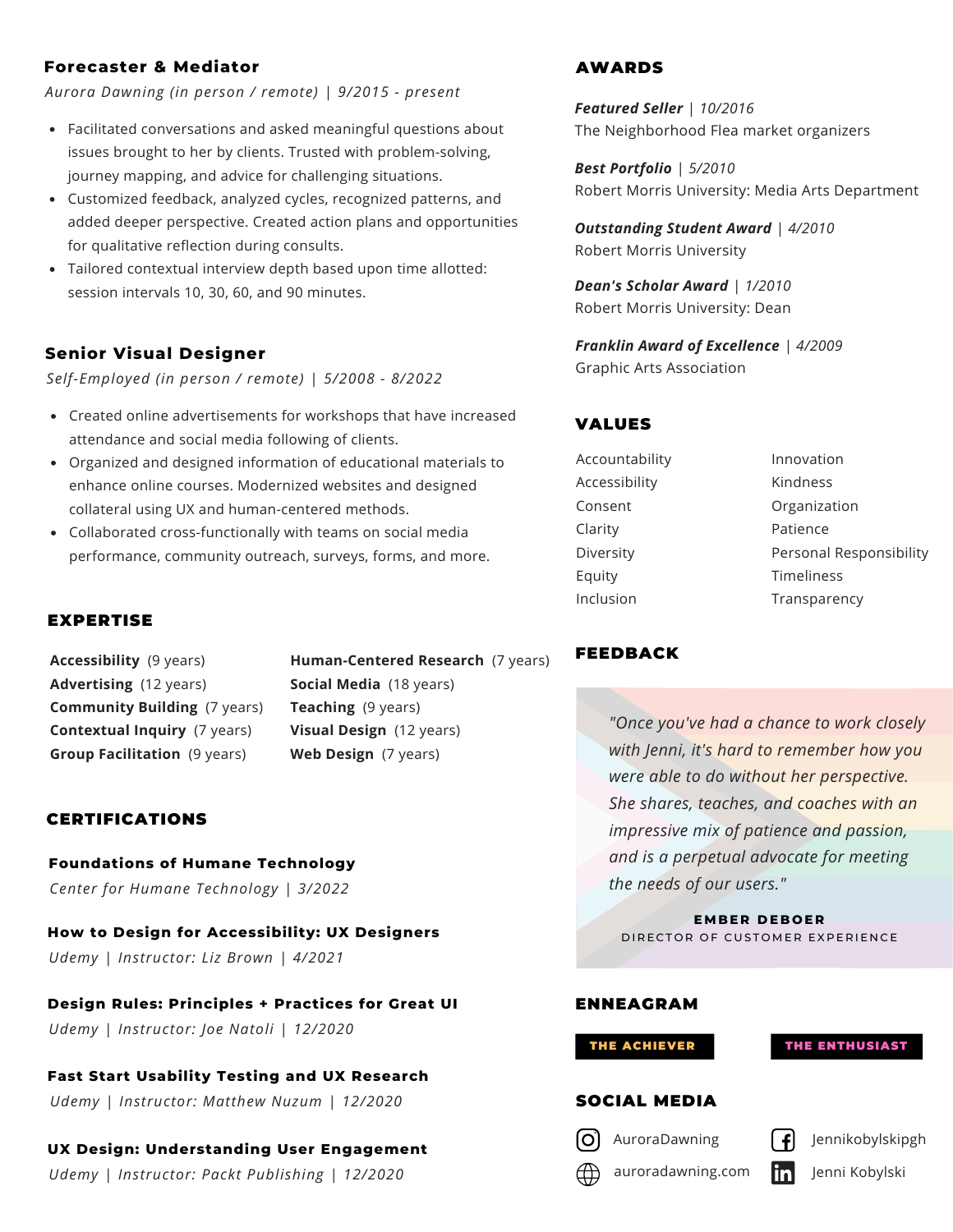### Forecaster & Mediator

*Aurora Dawning (in person / remote) | 9/2015 - present*

- Facilitated conversations and asked meaningful questions about issues brought to her by clients. Trusted with problem-solving, journey mapping, and advice for challenging situations.
- Customized feedback, analyzed cycles, recognized patterns, and added deeper perspective. Created action plans and opportunities for qualitative reflection during consults.
- Tailored contextual interview depth based upon time allotted: session intervals 10, 30, 60, and 90 minutes.

### Senior Visual Designer

*Self-Employed (in person / remote) | 5/2008 - 8/2022*

- Created online advertisements for workshops that have increased attendance and social media following of clients.
- Organized and designed information of educational materials to enhance online courses. Modernized websites and designed collateral using UX and human-centered methods.
- Collaborated cross-functionally with teams on social media performance, community outreach, surveys, forms, and more.

## EXPERTISE

- **Accessibility** (9 years)
- **Advertising** (12 years)
- **Community Building** (7 years)
- **Contextual Inquiry** (7 years)
- **Group Facilitation** (9 years)
- **Human-Centered Research** (7 years)
- **Social Media** (18 years)
- **Teaching** (9 years)
- **Visual Design** (12 years)
- **Web Design** (7 years)

## CERTIFICATIONS

**Foundations of Humane Technology**
*Center for Humane Technology | 3/2022*

**How to Design for Accessibility: UX Designers**
*Udemy | Instructor: Liz Brown | 4/2021*

**Design Rules: Principles + Practices for Great UI**
*Udemy | Instructor: Joe Natoli | 12/2020*

**Fast Start Usability Testing and UX Research**
*Udemy | Instructor: Matthew Nuzum | 12/2020*

**UX Design: Understanding User Engagement**
*Udemy | Instructor: Packt Publishing | 12/2020*

## AWARDS

***Featured Seller*** *| 10/2016*
The Neighborhood Flea market organizers

***Best Portfolio*** *| 5/2010*
Robert Morris University: Media Arts Department

***Outstanding Student Award*** *| 4/2010*
Robert Morris University

***Dean's Scholar Award*** *| 1/2010*
Robert Morris University: Dean

***Franklin Award of Excellence*** *| 4/2009*
Graphic Arts Association

## VALUES

- Accountability
- Accessibility
- Consent
- Clarity
- Diversity
- Equity
- Inclusion
- Innovation
- Kindness
- Organization
- Patience
- Personal Responsibility
- Timeliness
- Transparency

## FEEDBACK

*"Once you've had a chance to work closely with Jenni, it's hard to remember how you were able to do without her perspective. She shares, teaches, and coaches with an impressive mix of patience and passion, and is a perpetual advocate for meeting the needs of our users."*

**EMBER DEBOER**
DIRECTOR OF CUSTOMER EXPERIENCE

## ENNEAGRAM

**THE ACHIEVER** | **THE ENTHUSIAST**

## SOCIAL MEDIA

- AuroraDawning
- Jennikobylskipgh
- auroradawning.com
- Jenni Kobylski